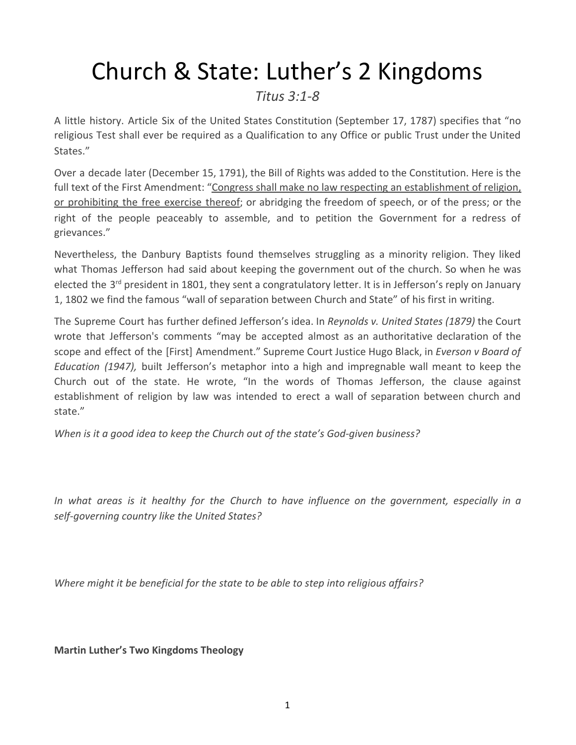# Church & State: Luther's 2 Kingdoms

*Titus 3:1-8*

A little history. Article Six of the United States Constitution (September 17, 1787) specifies that "no religious Test shall ever be required as a Qualification to any Office or public Trust under the United States."

Over a decade later (December 15, 1791), the Bill of Rights was added to the Constitution. Here is the full text of the First Amendment: "<u>Congress shall make no law respecting an establishment of religion, or prohibiting the free exercise thereof</u>; or abridging the freedom of speech, or of the press; or the right of the people peaceably to assemble, and to petition the Government for a redress of grievances."

Nevertheless, the Danbury Baptists found themselves struggling as a minority religion. They liked what Thomas Jefferson had said about keeping the government out of the church. So when he was elected the 3rd president in 1801, they sent a congratulatory letter. It is in Jefferson's reply on January 1, 1802 we find the famous "wall of separation between Church and State" of his first in writing.

The Supreme Court has further defined Jefferson's idea. In *Reynolds v. United States (1879)* the Court wrote that Jefferson's comments "may be accepted almost as an authoritative declaration of the scope and effect of the [First] Amendment." Supreme Court Justice Hugo Black, in *Everson v Board of Education (1947),* built Jefferson's metaphor into a high and impregnable wall meant to keep the Church out of the state. He wrote, "In the words of Thomas Jefferson, the clause against establishment of religion by law was intended to erect a wall of separation between church and state."

*When is it a good idea to keep the Church out of the state's God-given business?*

*In what areas is it healthy for the Church to have influence on the government, especially in a self-governing country like the United States?*

*Where might it be beneficial for the state to be able to step into religious affairs?*

**Martin Luther's Two Kingdoms Theology**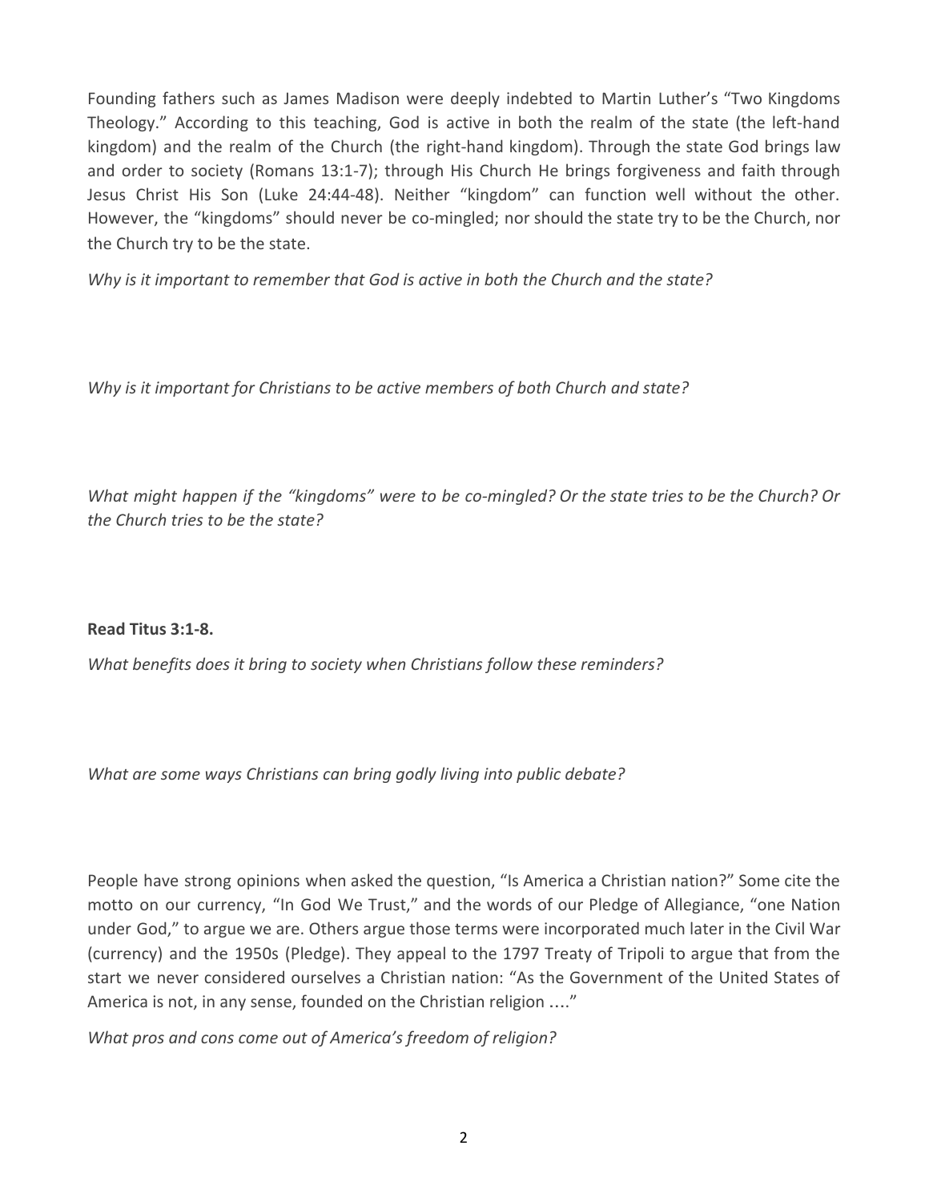Founding fathers such as James Madison were deeply indebted to Martin Luther's "Two Kingdoms Theology." According to this teaching, God is active in both the realm of the state (the left-hand kingdom) and the realm of the Church (the right-hand kingdom). Through the state God brings law and order to society (Romans 13:1-7); through His Church He brings forgiveness and faith through Jesus Christ His Son (Luke 24:44-48). Neither "kingdom" can function well without the other. However, the "kingdoms" should never be co-mingled; nor should the state try to be the Church, nor the Church try to be the state.

*Why is it important to remember that God is active in both the Church and the state?*

*Why is it important for Christians to be active members of both Church and state?*

*What might happen if the "kingdoms" were to be co-mingled? Or the state tries to be the Church? Or the Church tries to be the state?*

**Read Titus 3:1-8.**

*What benefits does it bring to society when Christians follow these reminders?*

*What are some ways Christians can bring godly living into public debate?*

People have strong opinions when asked the question, "Is America a Christian nation?" Some cite the motto on our currency, "In God We Trust," and the words of our Pledge of Allegiance, "one Nation under God," to argue we are. Others argue those terms were incorporated much later in the Civil War (currency) and the 1950s (Pledge). They appeal to the 1797 Treaty of Tripoli to argue that from the start we never considered ourselves a Christian nation: "As the Government of the United States of America is not, in any sense, founded on the Christian religion …."

*What pros and cons come out of America's freedom of religion?*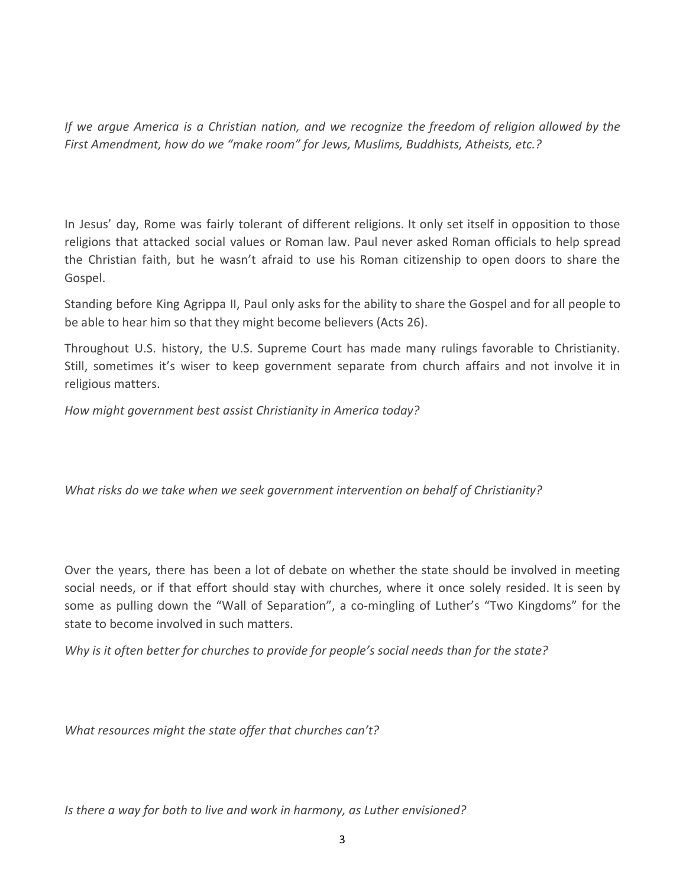*If we argue America is a Christian nation, and we recognize the freedom of religion allowed by the First Amendment, how do we "make room" for Jews, Muslims, Buddhists, Atheists, etc.?*

In Jesus' day, Rome was fairly tolerant of different religions. It only set itself in opposition to those religions that attacked social values or Roman law. Paul never asked Roman officials to help spread the Christian faith, but he wasn't afraid to use his Roman citizenship to open doors to share the Gospel.

Standing before King Agrippa II, Paul only asks for the ability to share the Gospel and for all people to be able to hear him so that they might become believers (Acts 26).

Throughout U.S. history, the U.S. Supreme Court has made many rulings favorable to Christianity. Still, sometimes it's wiser to keep government separate from church affairs and not involve it in religious matters.

*How might government best assist Christianity in America today?*

*What risks do we take when we seek government intervention on behalf of Christianity?*

Over the years, there has been a lot of debate on whether the state should be involved in meeting social needs, or if that effort should stay with churches, where it once solely resided. It is seen by some as pulling down the "Wall of Separation", a co-mingling of Luther's "Two Kingdoms" for the state to become involved in such matters.

*Why is it often better for churches to provide for people's social needs than for the state?*

*What resources might the state offer that churches can't?*

*Is there a way for both to live and work in harmony, as Luther envisioned?*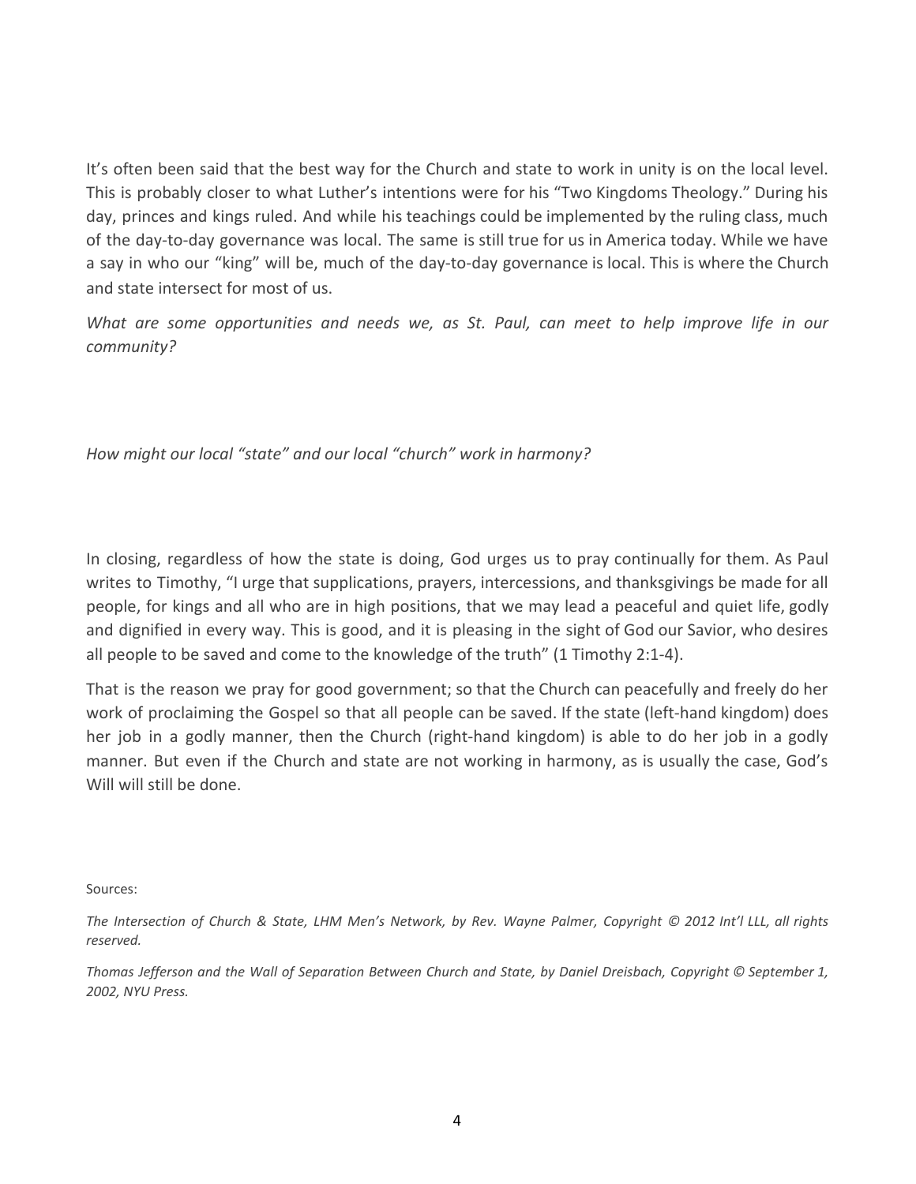It's often been said that the best way for the Church and state to work in unity is on the local level. This is probably closer to what Luther's intentions were for his "Two Kingdoms Theology." During his day, princes and kings ruled. And while his teachings could be implemented by the ruling class, much of the day-to-day governance was local. The same is still true for us in America today. While we have a say in who our "king" will be, much of the day-to-day governance is local. This is where the Church and state intersect for most of us.

*What are some opportunities and needs we, as St. Paul, can meet to help improve life in our community?*

*How might our local "state" and our local "church" work in harmony?*

In closing, regardless of how the state is doing, God urges us to pray continually for them. As Paul writes to Timothy, "I urge that supplications, prayers, intercessions, and thanksgivings be made for all people, for kings and all who are in high positions, that we may lead a peaceful and quiet life, godly and dignified in every way. This is good, and it is pleasing in the sight of God our Savior, who desires all people to be saved and come to the knowledge of the truth" (1 Timothy 2:1-4).

That is the reason we pray for good government; so that the Church can peacefully and freely do her work of proclaiming the Gospel so that all people can be saved. If the state (left-hand kingdom) does her job in a godly manner, then the Church (right-hand kingdom) is able to do her job in a godly manner. But even if the Church and state are not working in harmony, as is usually the case, God's Will will still be done.

Sources:

*The Intersection of Church & State, LHM Men's Network, by Rev. Wayne Palmer, Copyright © 2012 Int'l LLL, all rights reserved.*

*Thomas Jefferson and the Wall of Separation Between Church and State, by Daniel Dreisbach, Copyright © September 1, 2002, NYU Press.*